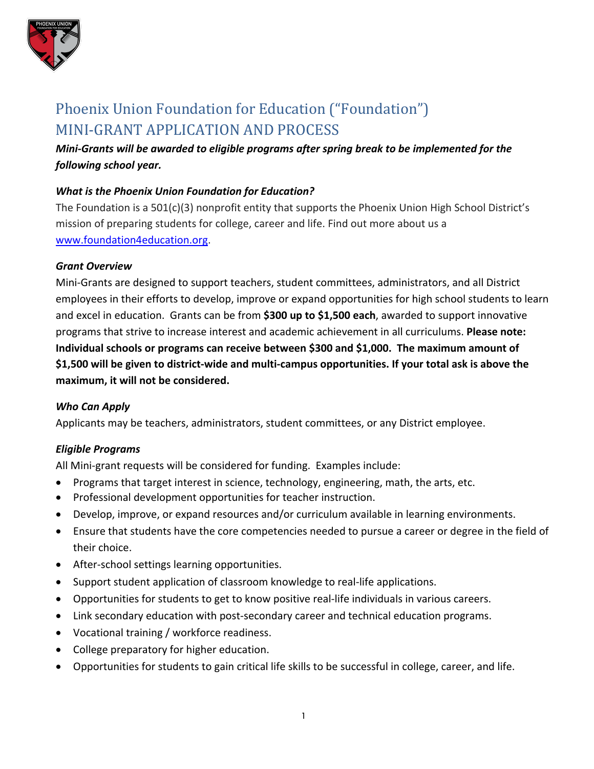# Phoenix Union Foundation for Education ("Foundation")
# MINI-GRANT APPLICATION AND PROCESS

***Mini-Grants will be awarded to eligible programs after spring break to be implemented for the following school year.***

### *What is the Phoenix Union Foundation for Education?*

The Foundation is a 501(c)(3) nonprofit entity that supports the Phoenix Union High School District's mission of preparing students for college, career and life. Find out more about us a [www.foundation4education.org](www.foundation4education.org).

### *Grant Overview*

Mini-Grants are designed to support teachers, student committees, administrators, and all District employees in their efforts to develop, improve or expand opportunities for high school students to learn and excel in education. Grants can be from **$300 up to $1,500 each**, awarded to support innovative programs that strive to increase interest and academic achievement in all curriculums. **Please note: Individual schools or programs can receive between $300 and $1,000. The maximum amount of $1,500 will be given to district-wide and multi-campus opportunities. If your total ask is above the maximum, it will not be considered.**

### *Who Can Apply*

Applicants may be teachers, administrators, student committees, or any District employee.

### *Eligible Programs*

All Mini-grant requests will be considered for funding. Examples include:

- Programs that target interest in science, technology, engineering, math, the arts, etc.
- Professional development opportunities for teacher instruction.
- Develop, improve, or expand resources and/or curriculum available in learning environments.
- Ensure that students have the core competencies needed to pursue a career or degree in the field of their choice.
- After-school settings learning opportunities.
- Support student application of classroom knowledge to real-life applications.
- Opportunities for students to get to know positive real-life individuals in various careers.
- Link secondary education with post-secondary career and technical education programs.
- Vocational training / workforce readiness.
- College preparatory for higher education.
- Opportunities for students to gain critical life skills to be successful in college, career, and life.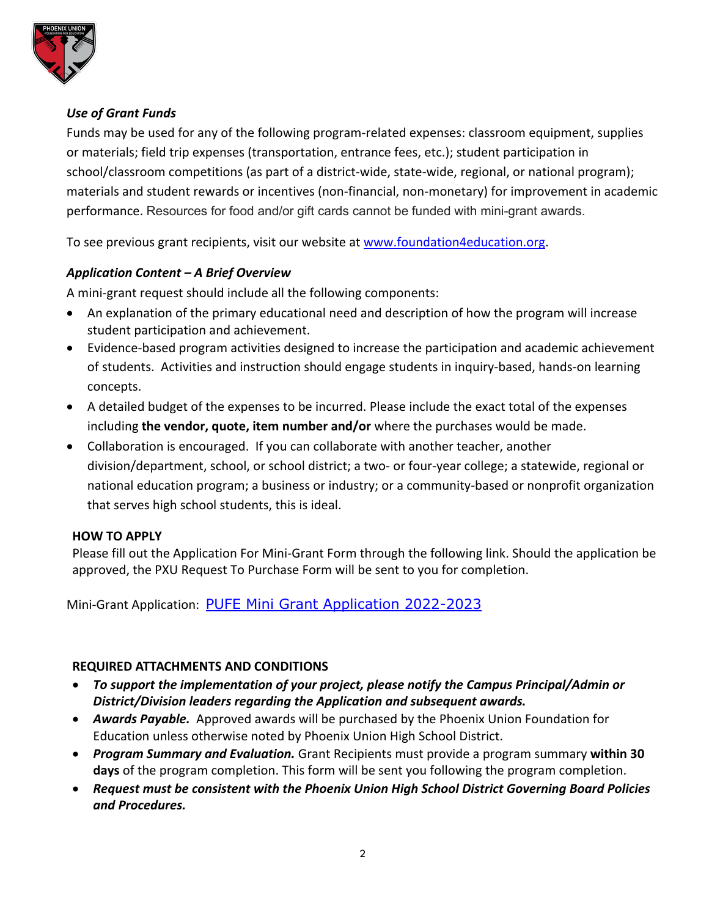### *Use of Grant Funds*

Funds may be used for any of the following program-related expenses: classroom equipment, supplies or materials; field trip expenses (transportation, entrance fees, etc.); student participation in school/classroom competitions (as part of a district-wide, state-wide, regional, or national program); materials and student rewards or incentives (non-financial, non-monetary) for improvement in academic performance. Resources for food and/or gift cards cannot be funded with mini-grant awards.

To see previous grant recipients, visit our website at [www.foundation4education.org](www.foundation4education.org).

### *Application Content – A Brief Overview*

A mini-grant request should include all the following components:

- An explanation of the primary educational need and description of how the program will increase student participation and achievement.
- Evidence-based program activities designed to increase the participation and academic achievement of students. Activities and instruction should engage students in inquiry-based, hands-on learning concepts.
- A detailed budget of the expenses to be incurred. Please include the exact total of the expenses including **the vendor, quote, item number and/or** where the purchases would be made.
- Collaboration is encouraged. If you can collaborate with another teacher, another division/department, school, or school district; a two- or four-year college; a statewide, regional or national education program; a business or industry; or a community-based or nonprofit organization that serves high school students, this is ideal.

### HOW TO APPLY

Please fill out the Application For Mini-Grant Form through the following link. Should the application be approved, the PXU Request To Purchase Form will be sent to you for completion.

Mini-Grant Application: PUFE Mini Grant Application 2022-2023

### REQUIRED ATTACHMENTS AND CONDITIONS

- ***To support the implementation of your project, please notify the Campus Principal/Admin or District/Division leaders regarding the Application and subsequent awards.***
- ***Awards Payable.*** Approved awards will be purchased by the Phoenix Union Foundation for Education unless otherwise noted by Phoenix Union High School District.
- ***Program Summary and Evaluation.*** Grant Recipients must provide a program summary **within 30 days** of the program completion. This form will be sent you following the program completion.
- ***Request must be consistent with the Phoenix Union High School District Governing Board Policies and Procedures.***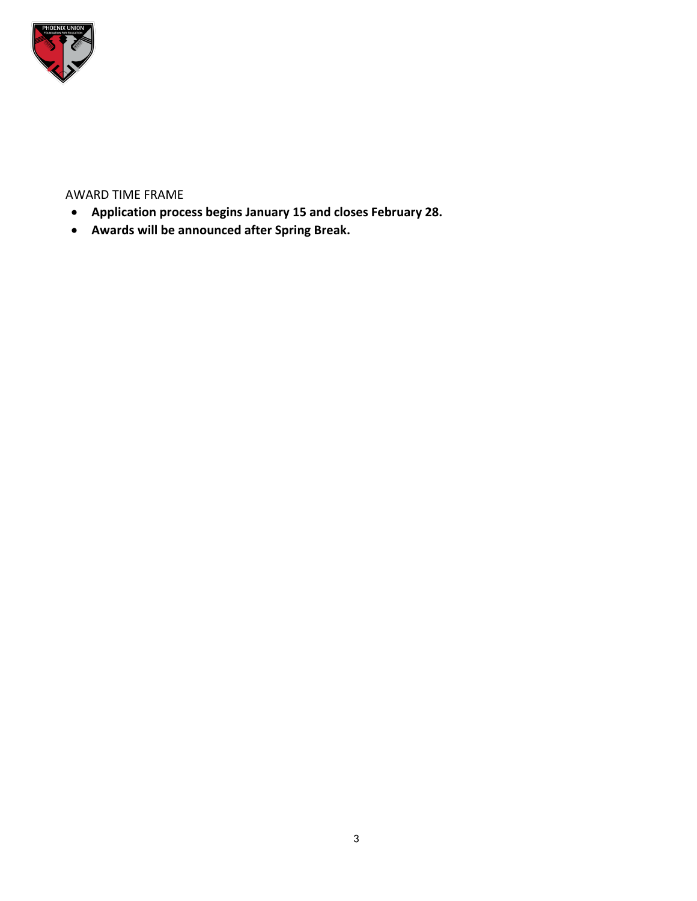AWARD TIME FRAME

- **Application process begins January 15 and closes February 28.**
- **Awards will be announced after Spring Break.**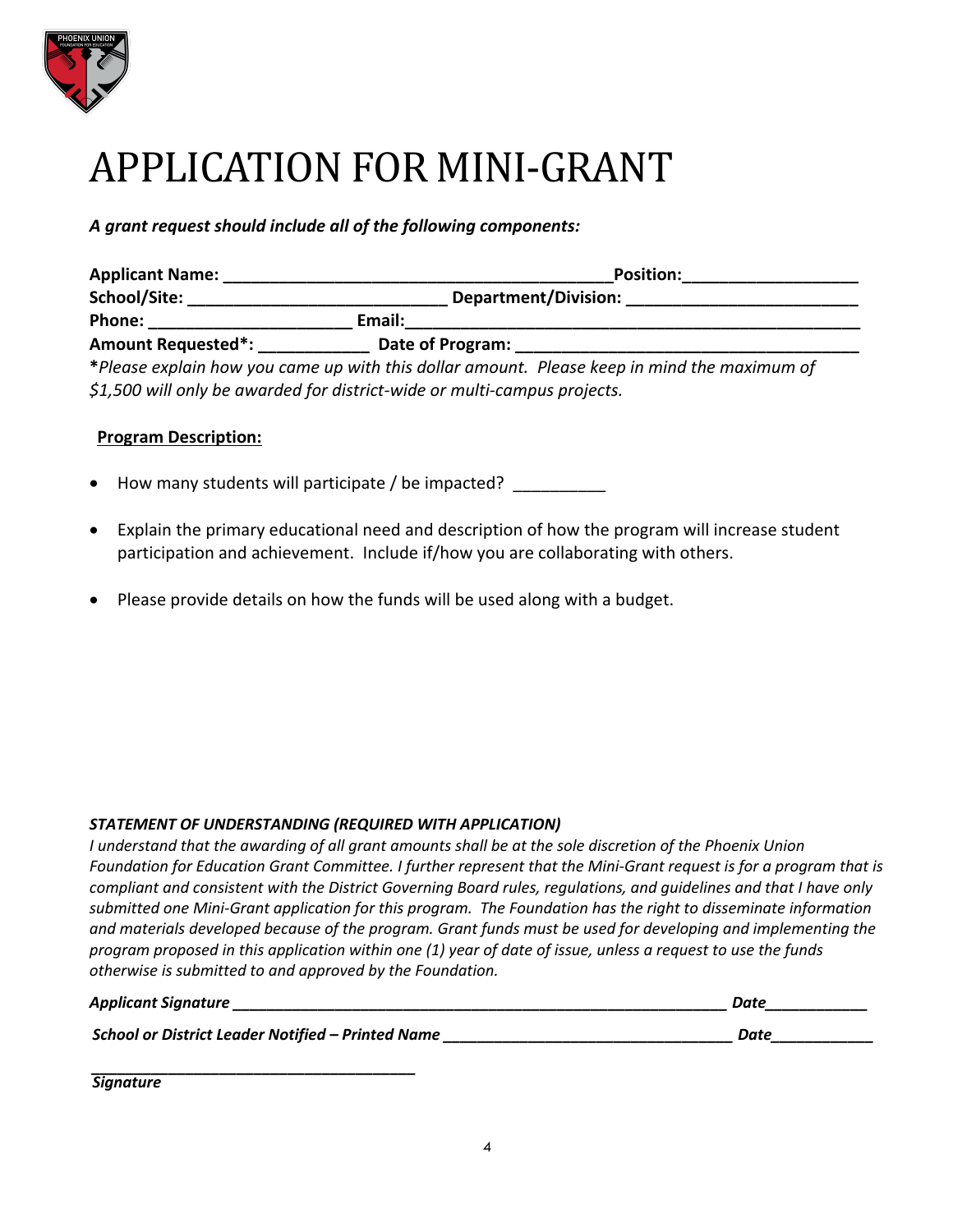# APPLICATION FOR MINI-GRANT

***A grant request should include all of the following components:***

**Applicant Name:** ________________________________________**Position:**__________________

**School/Site:** ___________________________ **Department/Division:** ________________________

**Phone:** _____________________ **Email:**_____________________________________________

**Amount Requested*:** ____________ **Date of Program:** ___________________________________

**\****Please explain how you came up with this dollar amount. Please keep in mind the maximum of $1,500 will only be awarded for district-wide or multi-campus projects.*

**<u>Program Description:</u>**

- How many students will participate / be impacted? __________
- Explain the primary educational need and description of how the program will increase student participation and achievement. Include if/how you are collaborating with others.
- Please provide details on how the funds will be used along with a budget.

***STATEMENT OF UNDERSTANDING (REQUIRED WITH APPLICATION)***

*I understand that the awarding of all grant amounts shall be at the sole discretion of the Phoenix Union Foundation for Education Grant Committee. I further represent that the Mini-Grant request is for a program that is compliant and consistent with the District Governing Board rules, regulations, and guidelines and that I have only submitted one Mini-Grant application for this program. The Foundation has the right to disseminate information and materials developed because of the program. Grant funds must be used for developing and implementing the program proposed in this application within one (1) year of date of issue, unless a request to use the funds otherwise is submitted to and approved by the Foundation.*

***Applicant Signature*** ___________________________________________________________ ***Date***____________

***School or District Leader Notified – Printed Name*** _________________________________ ***Date***____________

______________________________________

***Signature***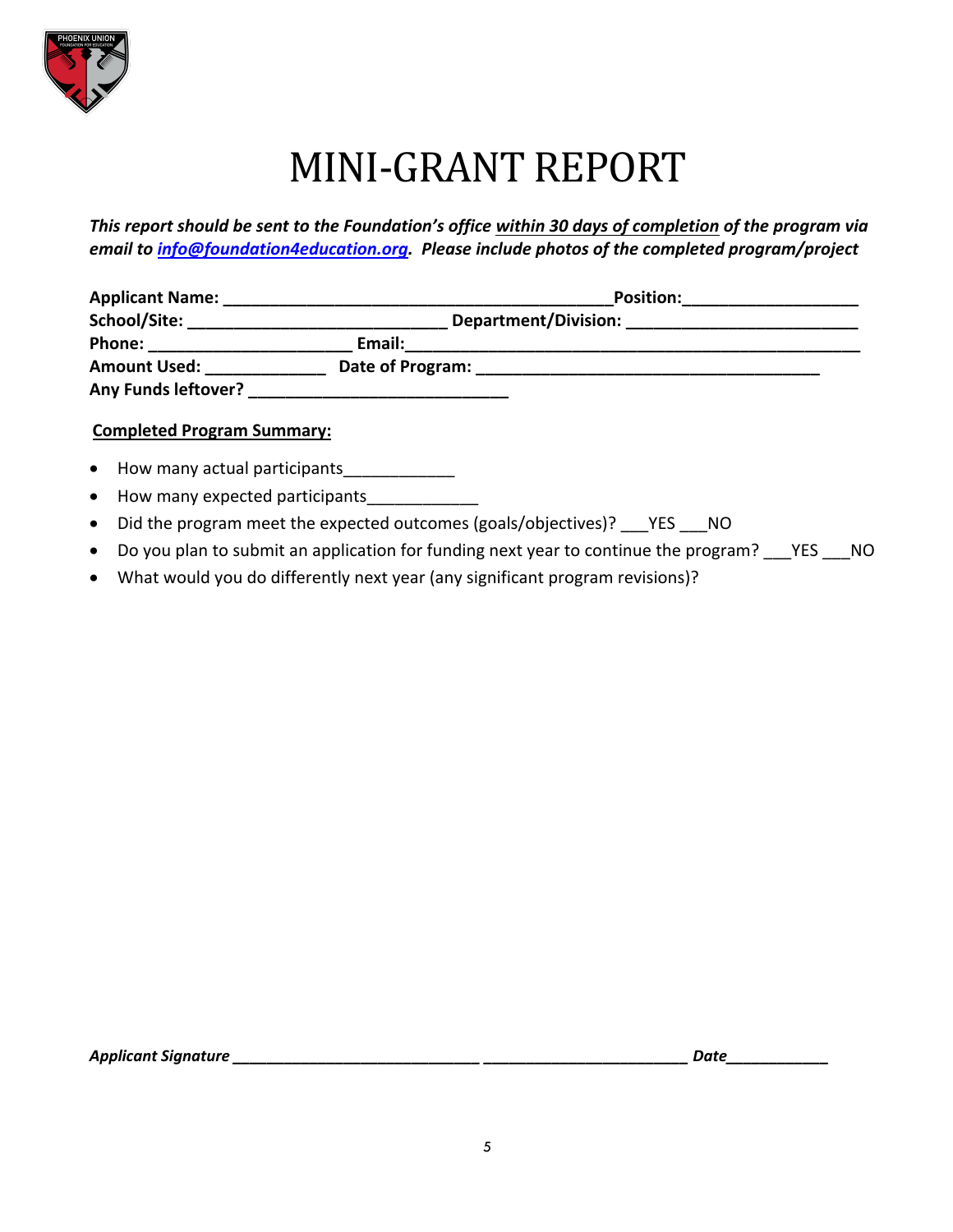# MINI-GRANT REPORT

***This report should be sent to the Foundation's office <u>within 30 days of completion</u> of the program via email to [info@foundation4education.org](mailto:info@foundation4education.org). Please include photos of the completed program/project***

**Applicant Name:** ___________________________________________ **Position:** ____________________

**School/Site:** _____________________________ **Department/Division:** __________________________

**Phone:** ______________________ **Email:** _______________________________________________________

**Amount Used:** _____________ **Date of Program:** ______________________________________

**Any Funds leftover?** _____________________________

**<u>Completed Program Summary:</u>**

- How many actual participants____________
- How many expected participants____________
- Did the program meet the expected outcomes (goals/objectives)? ___YES ___NO
- Do you plan to submit an application for funding next year to continue the program? ___YES ___NO
- What would you do differently next year (any significant program revisions)?

***Applicant Signature*** _____________________________ _______________________ ***Date***____________